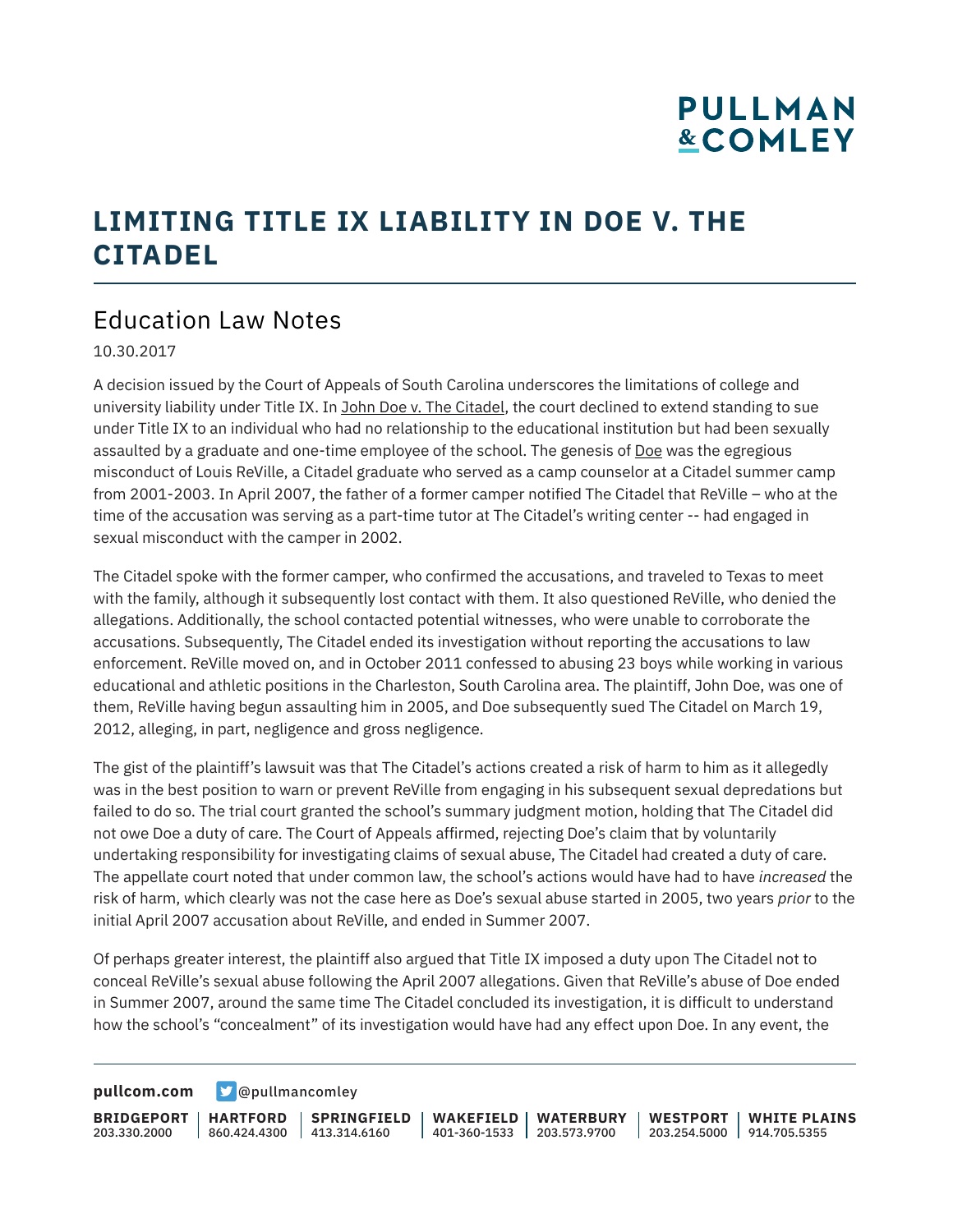# LIMITING TITLE IX LIABILITY IN DOE V. THE CITADEL

## Education Law Notes

10.30.2017

A decision issued by the Court of Appeals of South Carolina underscores the limitations of college and university liability under Title IX. In John Doe v. The Citadel, the court declined to extend standing to sue under Title IX to an individual who had no relationship to the educational institution but had been sexually assaulted by a graduate and one-time employee of the school. The genesis of Doe was the egregious misconduct of Louis ReVille, a Citadel graduate who served as a camp counselor at a Citadel summer camp from 2001-2003. In April 2007, the father of a former camper notified The Citadel that ReVille – who at the time of the accusation was serving as a part-time tutor at The Citadel's writing center -- had engaged in sexual misconduct with the camper in 2002.

The Citadel spoke with the former camper, who confirmed the accusations, and traveled to Texas to meet with the family, although it subsequently lost contact with them. It also questioned ReVille, who denied the allegations. Additionally, the school contacted potential witnesses, who were unable to corroborate the accusations. Subsequently, The Citadel ended its investigation without reporting the accusations to law enforcement. ReVille moved on, and in October 2011 confessed to abusing 23 boys while working in various educational and athletic positions in the Charleston, South Carolina area. The plaintiff, John Doe, was one of them, ReVille having begun assaulting him in 2005, and Doe subsequently sued The Citadel on March 19, 2012, alleging, in part, negligence and gross negligence.

The gist of the plaintiff's lawsuit was that The Citadel's actions created a risk of harm to him as it allegedly was in the best position to warn or prevent ReVille from engaging in his subsequent sexual depredations but failed to do so. The trial court granted the school's summary judgment motion, holding that The Citadel did not owe Doe a duty of care. The Court of Appeals affirmed, rejecting Doe's claim that by voluntarily undertaking responsibility for investigating claims of sexual abuse, The Citadel had created a duty of care. The appellate court noted that under common law, the school's actions would have had to have *increased* the risk of harm, which clearly was not the case here as Doe's sexual abuse started in 2005, two years *prior* to the initial April 2007 accusation about ReVille, and ended in Summer 2007.

Of perhaps greater interest, the plaintiff also argued that Title IX imposed a duty upon The Citadel not to conceal ReVille's sexual abuse following the April 2007 allegations. Given that ReVille's abuse of Doe ended in Summer 2007, around the same time The Citadel concluded its investigation, it is difficult to understand how the school's "concealment" of its investigation would have had any effect upon Doe. In any event, the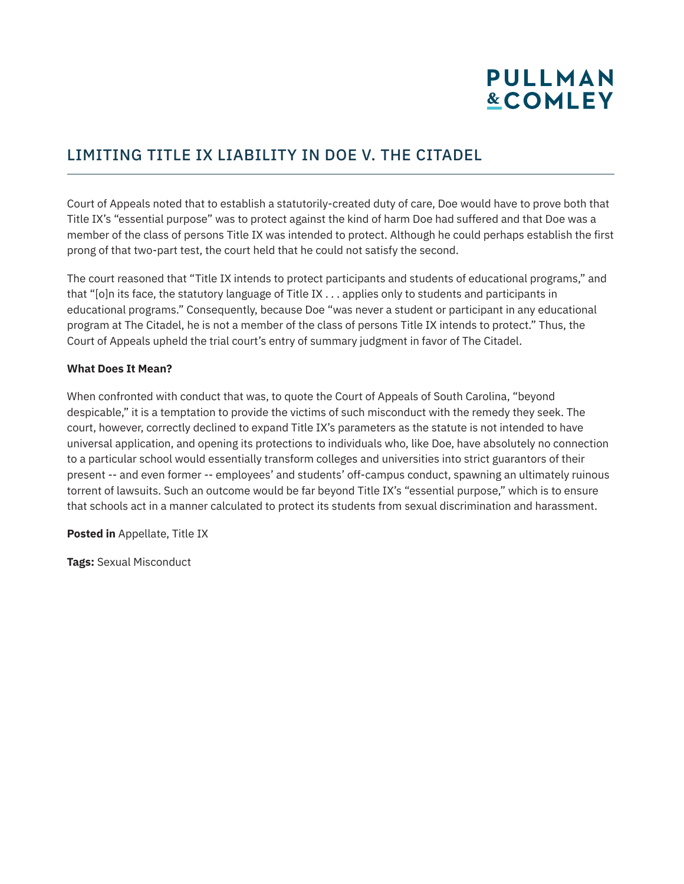Court of Appeals noted that to establish a statutorily-created duty of care, Doe would have to prove both that Title IX's "essential purpose" was to protect against the kind of harm Doe had suffered and that Doe was a member of the class of persons Title IX was intended to protect. Although he could perhaps establish the first prong of that two-part test, the court held that he could not satisfy the second.

The court reasoned that "Title IX intends to protect participants and students of educational programs," and that "[o]n its face, the statutory language of Title IX . . . applies only to students and participants in educational programs." Consequently, because Doe "was never a student or participant in any educational program at The Citadel, he is not a member of the class of persons Title IX intends to protect." Thus, the Court of Appeals upheld the trial court's entry of summary judgment in favor of The Citadel.

**What Does It Mean?**

When confronted with conduct that was, to quote the Court of Appeals of South Carolina, "beyond despicable," it is a temptation to provide the victims of such misconduct with the remedy they seek. The court, however, correctly declined to expand Title IX's parameters as the statute is not intended to have universal application, and opening its protections to individuals who, like Doe, have absolutely no connection to a particular school would essentially transform colleges and universities into strict guarantors of their present -- and even former -- employees' and students' off-campus conduct, spawning an ultimately ruinous torrent of lawsuits. Such an outcome would be far beyond Title IX's "essential purpose," which is to ensure that schools act in a manner calculated to protect its students from sexual discrimination and harassment.

**Posted in** Appellate, Title IX

**Tags:** Sexual Misconduct